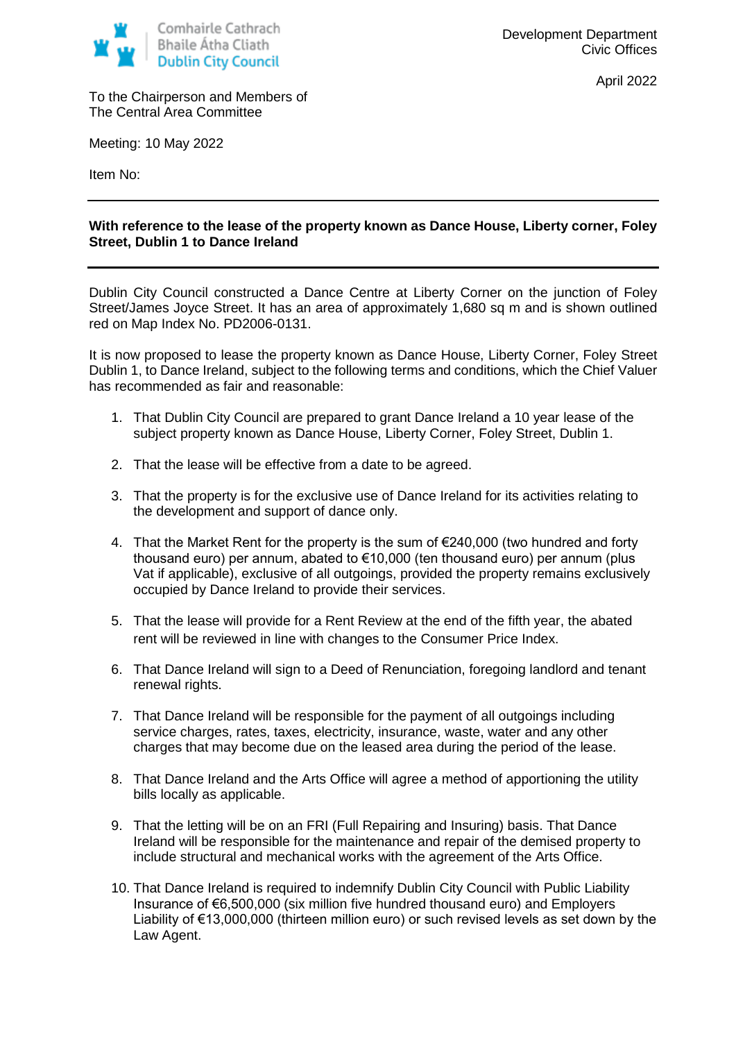Comhairle Cathrach Bhaile Átha Cliath
Dublin City Council

Development Department
Civic Offices

April 2022

To the Chairperson and Members of
The Central Area Committee

Meeting: 10 May 2022

Item No:

---

**With reference to the lease of the property known as Dance House, Liberty corner, Foley Street, Dublin 1 to Dance Ireland**

---

Dublin City Council constructed a Dance Centre at Liberty Corner on the junction of Foley Street/James Joyce Street. It has an area of approximately 1,680 sq m and is shown outlined red on Map Index No. PD2006-0131.

It is now proposed to lease the property known as Dance House, Liberty Corner, Foley Street Dublin 1, to Dance Ireland, subject to the following terms and conditions, which the Chief Valuer has recommended as fair and reasonable:

1. That Dublin City Council are prepared to grant Dance Ireland a 10 year lease of the subject property known as Dance House, Liberty Corner, Foley Street, Dublin 1.

2. That the lease will be effective from a date to be agreed.

3. That the property is for the exclusive use of Dance Ireland for its activities relating to the development and support of dance only.

4. That the Market Rent for the property is the sum of €240,000 (two hundred and forty thousand euro) per annum, abated to €10,000 (ten thousand euro) per annum (plus Vat if applicable), exclusive of all outgoings, provided the property remains exclusively occupied by Dance Ireland to provide their services.

5. That the lease will provide for a Rent Review at the end of the fifth year, the abated rent will be reviewed in line with changes to the Consumer Price Index.

6. That Dance Ireland will sign to a Deed of Renunciation, foregoing landlord and tenant renewal rights.

7. That Dance Ireland will be responsible for the payment of all outgoings including service charges, rates, taxes, electricity, insurance, waste, water and any other charges that may become due on the leased area during the period of the lease.

8. That Dance Ireland and the Arts Office will agree a method of apportioning the utility bills locally as applicable.

9. That the letting will be on an FRI (Full Repairing and Insuring) basis. That Dance Ireland will be responsible for the maintenance and repair of the demised property to include structural and mechanical works with the agreement of the Arts Office.

10. That Dance Ireland is required to indemnify Dublin City Council with Public Liability Insurance of €6,500,000 (six million five hundred thousand euro) and Employers Liability of €13,000,000 (thirteen million euro) or such revised levels as set down by the Law Agent.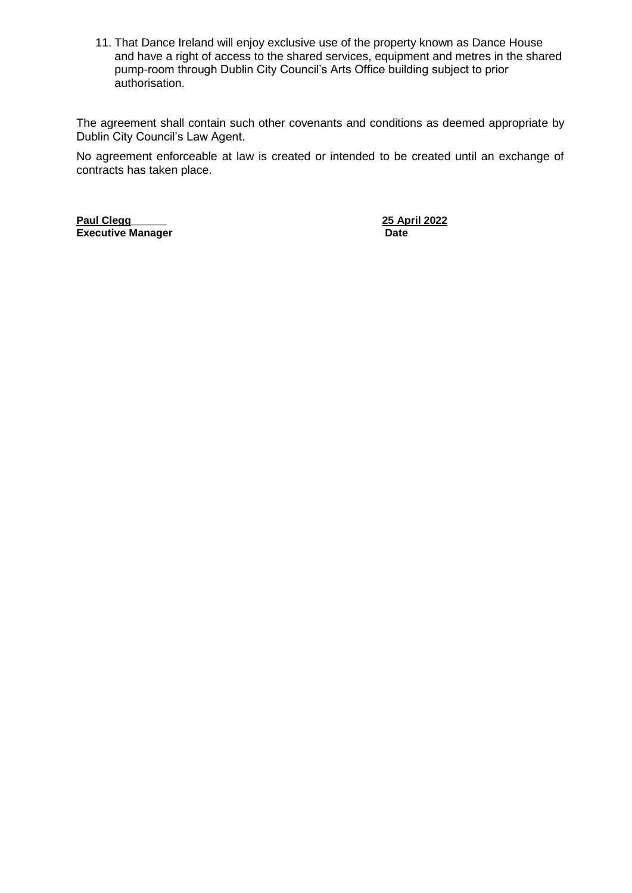11. That Dance Ireland will enjoy exclusive use of the property known as Dance House and have a right of access to the shared services, equipment and metres in the shared pump-room through Dublin City Council's Arts Office building subject to prior authorisation.

The agreement shall contain such other covenants and conditions as deemed appropriate by Dublin City Council's Law Agent.

No agreement enforceable at law is created or intended to be created until an exchange of contracts has taken place.

| | |
|---|---|
| **Paul Clegg** | **25 April 2022** |
| **Executive Manager** | **Date** |